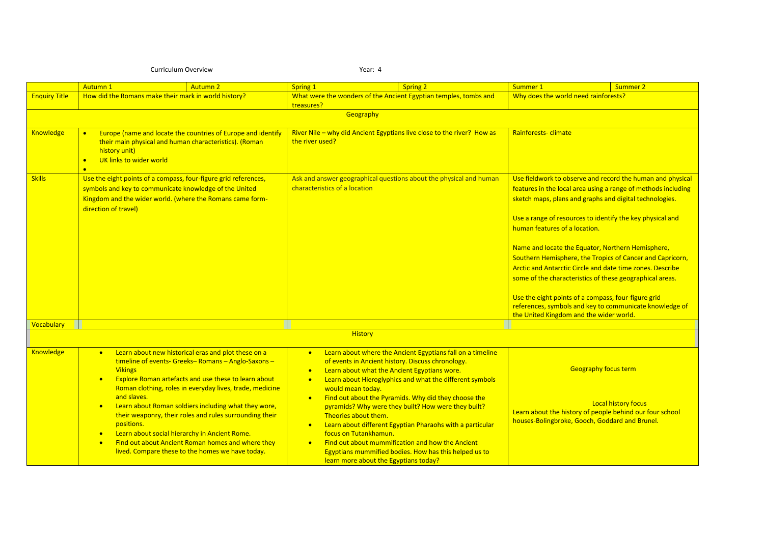Curriculum Overview Year: 4

| | Autumn 1 | Autumn 2 | Spring 1 | Spring 2 | Summer 1 | Summer 2 |
|---|---|---|---|---|---|---|
| Enquiry Title | How did the Romans make their mark in world history? | | What were the wonders of the Ancient Egyptian temples, tombs and treasures? | | Why does the world need rainforests? | |
| **Geography** | | | | | | |
| Knowledge | • Europe (name and locate the countries of Europe and identify their main physical and human characteristics). (Roman history unit)<br>• UK links to wider world<br>• | | River Nile – why did Ancient Egyptians live close to the river? How as the river used? | | Rainforests- climate | |
| Skills | Use the eight points of a compass, four-figure grid references, symbols and key to communicate knowledge of the United Kingdom and the wider world. (where the Romans came form- direction of travel) | | Ask and answer geographical questions about the physical and human characteristics of a location | | Use fieldwork to observe and record the human and physical features in the local area using a range of methods including sketch maps, plans and graphs and digital technologies.<br><br>Use a range of resources to identify the key physical and human features of a location.<br><br>Name and locate the Equator, Northern Hemisphere, Southern Hemisphere, the Tropics of Cancer and Capricorn, Arctic and Antarctic Circle and date time zones. Describe some of the characteristics of these geographical areas.<br><br>Use the eight points of a compass, four-figure grid references, symbols and key to communicate knowledge of the United Kingdom and the wider world. | |
| Vocabulary | | | | | | |
| **History** | | | | | | |
| Knowledge | • Learn about new historical eras and plot these on a timeline of events- Greeks– Romans – Anglo-Saxons – Vikings<br>• Explore Roman artefacts and use these to learn about Roman clothing, roles in everyday lives, trade, medicine and slaves.<br>• Learn about Roman soldiers including what they wore, their weaponry, their roles and rules surrounding their positions.<br>• Learn about social hierarchy in Ancient Rome.<br>• Find out about Ancient Roman homes and where they lived. Compare these to the homes we have today. | | • Learn about where the Ancient Egyptians fall on a timeline of events in Ancient history. Discuss chronology.<br>• Learn about what the Ancient Egyptians wore.<br>• Learn about Hieroglyphics and what the different symbols would mean today.<br>• Find out about the Pyramids. Why did they choose the pyramids? Why were they built? How were they built? Theories about them.<br>• Learn about different Egyptian Pharaohs with a particular focus on Tutankhamun.<br>• Find out about mummification and how the Ancient Egyptians mummified bodies. How has this helped us to learn more about the Egyptians today? | | Geography focus term<br><br>Local history focus<br>Learn about the history of people behind our four school houses-Bolingbroke, Gooch, Goddard and Brunel. | |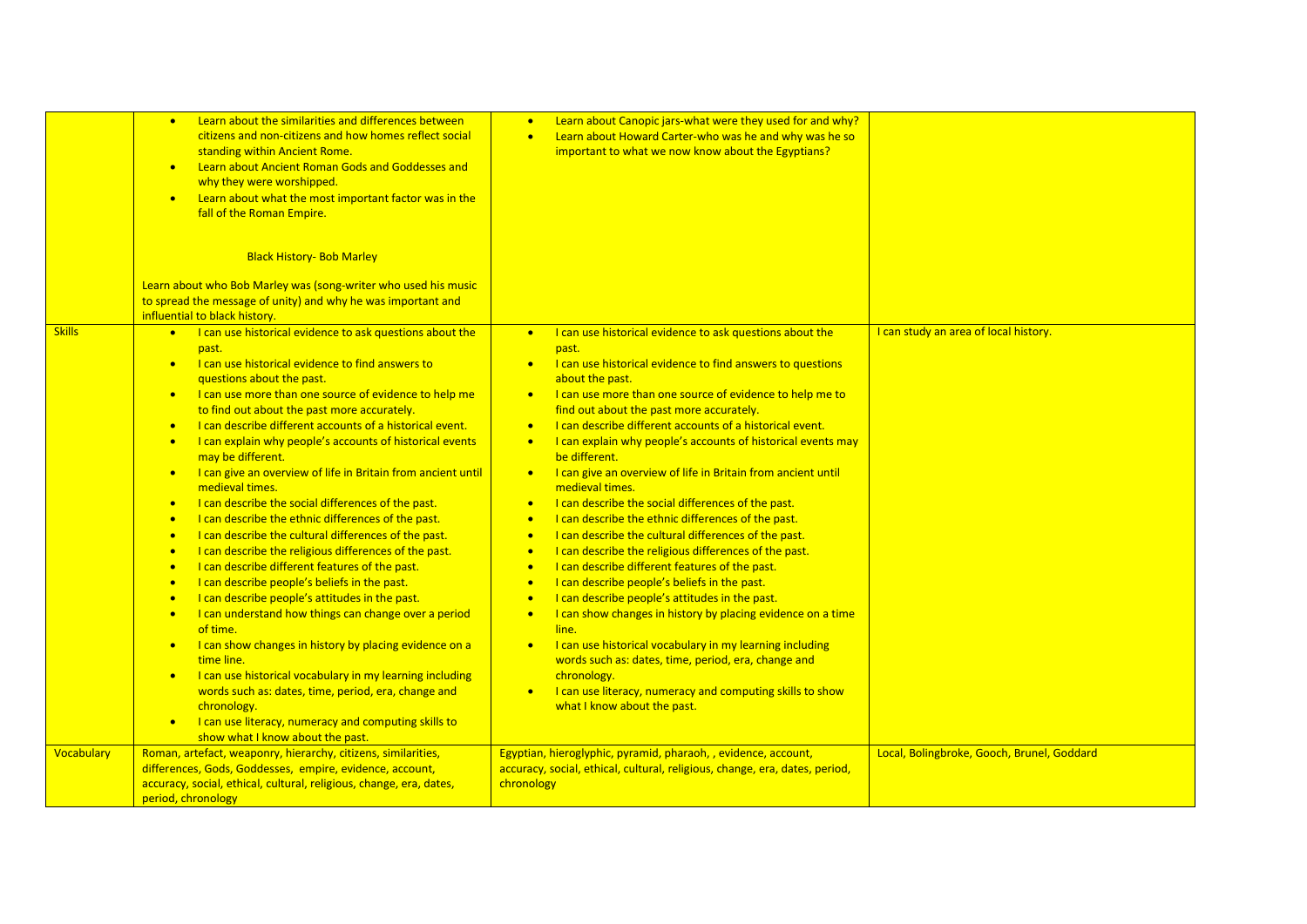| | | | |
|---|---|---|---|
| | <ul><li>Learn about the similarities and differences between citizens and non-citizens and how homes reflect social standing within Ancient Rome.</li><li>Learn about Ancient Roman Gods and Goddesses and why they were worshipped.</li><li>Learn about what the most important factor was in the fall of the Roman Empire.</li></ul> Black History- Bob Marley<br><br>Learn about who Bob Marley was (song-writer who used his music to spread the message of unity) and why he was important and influential to black history. | <ul><li>Learn about Canopic jars-what were they used for and why?</li><li>Learn about Howard Carter-who was he and why was he so important to what we now know about the Egyptians?</li></ul> | |
| Skills | <ul><li>I can use historical evidence to ask questions about the past.</li><li>I can use historical evidence to find answers to questions about the past.</li><li>I can use more than one source of evidence to help me to find out about the past more accurately.</li><li>I can describe different accounts of a historical event.</li><li>I can explain why people's accounts of historical events may be different.</li><li>I can give an overview of life in Britain from ancient until medieval times.</li><li>I can describe the social differences of the past.</li><li>I can describe the ethnic differences of the past.</li><li>I can describe the cultural differences of the past.</li><li>I can describe the religious differences of the past.</li><li>I can describe different features of the past.</li><li>I can describe people's beliefs in the past.</li><li>I can describe people's attitudes in the past.</li><li>I can understand how things can change over a period of time.</li><li>I can show changes in history by placing evidence on a time line.</li><li>I can use historical vocabulary in my learning including words such as: dates, time, period, era, change and chronology.</li><li>I can use literacy, numeracy and computing skills to show what I know about the past.</li></ul> | <ul><li>I can use historical evidence to ask questions about the past.</li><li>I can use historical evidence to find answers to questions about the past.</li><li>I can use more than one source of evidence to help me to find out about the past more accurately.</li><li>I can describe different accounts of a historical event.</li><li>I can explain why people's accounts of historical events may be different.</li><li>I can give an overview of life in Britain from ancient until medieval times.</li><li>I can describe the social differences of the past.</li><li>I can describe the ethnic differences of the past.</li><li>I can describe the cultural differences of the past.</li><li>I can describe the religious differences of the past.</li><li>I can describe different features of the past.</li><li>I can describe people's beliefs in the past.</li><li>I can describe people's attitudes in the past.</li><li>I can show changes in history by placing evidence on a time line.</li><li>I can use historical vocabulary in my learning including words such as: dates, time, period, era, change and chronology.</li><li>I can use literacy, numeracy and computing skills to show what I know about the past.</li></ul> | I can study an area of local history. |
| Vocabulary | Roman, artefact, weaponry, hierarchy, citizens, similarities, differences, Gods, Goddesses, empire, evidence, account, accuracy, social, ethical, cultural, religious, change, era, dates, period, chronology | Egyptian, hieroglyphic, pyramid, pharaoh, , evidence, account, accuracy, social, ethical, cultural, religious, change, era, dates, period, chronology | Local, Bolingbroke, Gooch, Brunel, Goddard |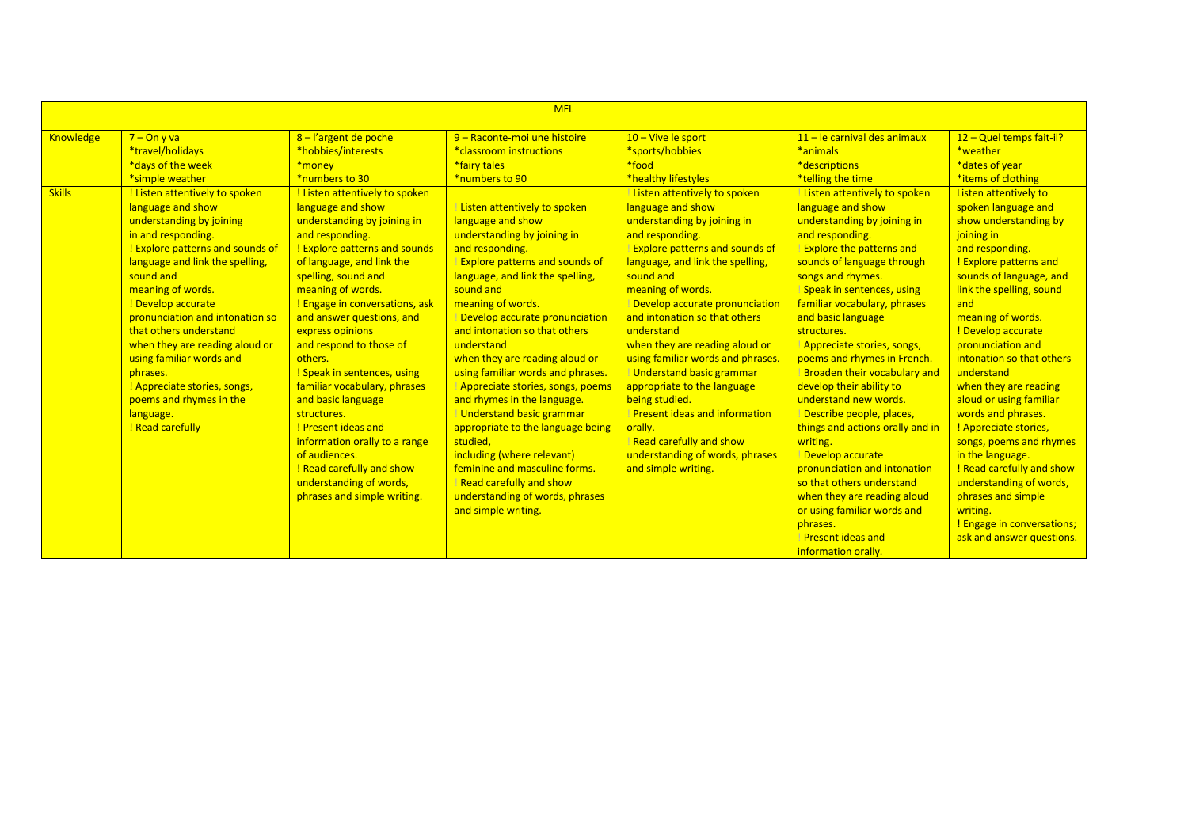| MFL | | | | | | |
|---|---|---|---|---|---|---|
| Knowledge | 7 – On y va<br>*travel/holidays<br>*days of the week<br>*simple weather | 8 – l'argent de poche<br>*hobbies/interests<br>*money<br>*numbers to 30 | 9 – Raconte-moi une histoire<br>*classroom instructions<br>*fairy tales<br>*numbers to 90 | 10 – Vive le sport<br>*sports/hobbies<br>*food<br>*healthy lifestyles | 11 – le carnival des animaux<br>*animals<br>*descriptions<br>*telling the time | 12 – Quel temps fait-il?<br>*weather<br>*dates of year<br>*items of clothing |
| Skills | ! Listen attentively to spoken language and show understanding by joining in and responding.<br>! Explore patterns and sounds of language and link the spelling, sound and meaning of words.<br>! Develop accurate pronunciation and intonation so that others understand when they are reading aloud or using familiar words and phrases.<br>! Appreciate stories, songs, poems and rhymes in the language.<br>! Read carefully | ! Listen attentively to spoken language and show understanding by joining in and responding.<br>! Explore patterns and sounds of language, and link the spelling, sound and meaning of words.<br>! Engage in conversations, ask and answer questions, and express opinions and respond to those of others.<br>! Speak in sentences, using familiar vocabulary, phrases and basic language structures.<br>! Present ideas and information orally to a range of audiences.<br>! Read carefully and show understanding of words, phrases and simple writing. | ! Listen attentively to spoken language and show understanding by joining in and responding.<br>! Explore patterns and sounds of language, and link the spelling, sound and meaning of words.<br>! Develop accurate pronunciation and intonation so that others understand when they are reading aloud or using familiar words and phrases.<br>! Appreciate stories, songs, poems and rhymes in the language.<br>! Understand basic grammar appropriate to the language being studied, including (where relevant) feminine and masculine forms.<br>! Read carefully and show understanding of words, phrases and simple writing. | ! Listen attentively to spoken language and show understanding by joining in and responding.<br>! Explore patterns and sounds of language, and link the spelling, sound and meaning of words.<br>! Develop accurate pronunciation and intonation so that others understand when they are reading aloud or using familiar words and phrases.<br>! Understand basic grammar appropriate to the language being studied.<br>! Present ideas and information orally.<br>! Read carefully and show understanding of words, phrases and simple writing. | ! Listen attentively to spoken language and show understanding by joining in and responding.<br>! Explore the patterns and sounds of language through songs and rhymes.<br>! Speak in sentences, using familiar vocabulary, phrases and basic language structures.<br>! Appreciate stories, songs, poems and rhymes in French.<br>! Broaden their vocabulary and develop their ability to understand new words.<br>! Describe people, places, things and actions orally and in writing.<br>! Develop accurate pronunciation and intonation so that others understand when they are reading aloud or using familiar words and phrases.<br>! Present ideas and information orally. | Listen attentively to spoken language and show understanding by joining in and responding.<br>! Explore patterns and sounds of language, and link the spelling, sound and meaning of words.<br>! Develop accurate pronunciation and intonation so that others understand when they are reading aloud or using familiar words and phrases.<br>! Appreciate stories, songs, poems and rhymes in the language.<br>! Read carefully and show understanding of words, phrases and simple writing.<br>! Engage in conversations; ask and answer questions. |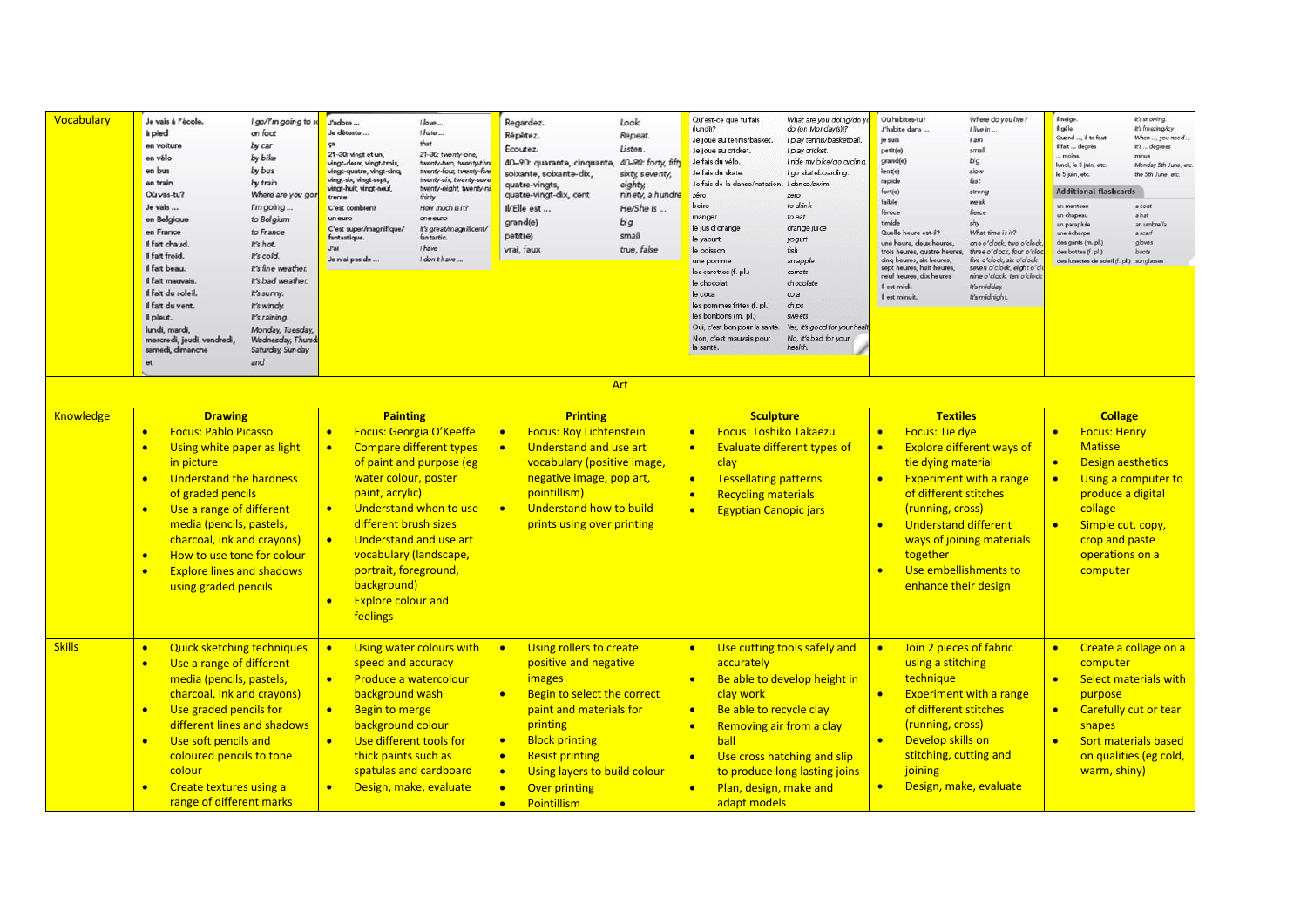| Vocabulary | | | | | | |
|---|---|---|---|---|---|---|
| | Je vais à l'école. — I go/I'm going to school<br>à pied — on foot<br>en voiture — by car<br>en vélo — by bike<br>en bus — by bus<br>en train — by train<br>Où vas-tu? — Where are you going?<br>Je vais ... — I'm going ...<br>en Belgique — to Belgium<br>en France — to France<br>Il fait chaud. — It's hot.<br>Il fait froid. — It's cold.<br>Il fait beau. — It's fine weather.<br>Il fait mauvais. — It's bad weather.<br>Il fait du soleil. — It's sunny.<br>Il fait du vent. — It's windy.<br>Il pleut. — It's raining.<br>lundi, mardi, mercredi, jeudi, vendredi, samedi, dimanche — Monday, Tuesday, Wednesday, Thursday, Saturday, Sunday<br>et — and | J'adore ... — I love ...<br>Je déteste ... — I hate ...<br>ça — that<br>21-30: vingt et un, vingt-deux, vingt-trois, vingt-quatre, vingt-cinq, vingt-six, vingt-sept, vingt-huit, vingt-neuf, trente — 21-30: twenty-one, twenty-two, twenty-three, twenty-four, twenty-five, twenty-six, twenty-seven, twenty-eight, twenty-nine, thirty<br>C'est combien? — How much is it?<br>un euro — one euro<br>C'est super/magnifique/fantastique. — It's great/magnificent/fantastic.<br>J'ai — I have<br>Je n'ai pas de ... — I don't have ... | Regardez. — Look.<br>Répétez. — Repeat.<br>Écoutez. — Listen.<br>40–90: quarante, cinquante, soixante, soixante-dix, quatre-vingts, quatre-vingt-dix, cent — 40–90: forty, fifty, sixty, seventy, eighty, ninety, a hundred<br>Il/Elle est ... — He/She is ...<br>grand(e) — big<br>petit(e) — small<br>vrai, faux — true, false | Qu'est-ce que tu fais (lundi)? — What are you doing/do you do (on Monday(s))?<br>Je joue au tennis/basket. — I play tennis/basketball.<br>Je joue au cricket. — I play cricket.<br>Je fais du vélo. — I ride my bike/go cycling.<br>Je fais du skate. — I go skateboarding.<br>Je fais de la danse/natation. — I dance/swim.<br>zéro — zero<br>boire — to drink<br>manger — to eat<br>le jus d'orange — orange juice<br>le yaourt — yogurt<br>le poisson — fish<br>une pomme — an apple<br>les carottes (f. pl.) — carrots<br>le chocolat — chocolate<br>le coca — cola<br>les pommes frites (f. pl.) — chips<br>les bonbons (m. pl.) — sweets<br>Oui, c'est bon pour la santé. — Yes, it's good for your health.<br>Non, c'est mauvais pour la santé. — No, it's bad for your health. | Où habites-tu? — Where do you live?<br>J'habite dans ... — I live in ...<br>je suis — I am<br>petit(e) — small<br>grand(e) — big<br>lent(e) — slow<br>rapide — fast<br>fort(e) — strong<br>faible — weak<br>féroce — fierce<br>timide — shy<br>Quelle heure est-il? — What time is it?<br>une heure, deux heures, trois heures, quatre heures, cinq heures, six heures, sept heures, huit heures, neuf heures, dix heures — one o'clock, two o'clock, three o'clock, four o'clock, five o'clock, six o'clock, seven o'clock, eight o'clock, nine o'clock, ten o'clock<br>Il est midi. — It's midday.<br>Il est minuit. — It's midnight. | Il neige. — It's snowing.<br>Il gèle. — It's freezing/icy<br>Quand ..., il te faut — When ..., you need ...<br>Il fait ... degrés — It's ... degrees<br>... moins. — minus<br>lundi, le 5 juin, etc. — Monday 5th June, etc.<br>le 5 juin, etc. — the 5th June, etc.<br>**Additional flashcards**<br>un manteau — a coat<br>un chapeau — a hat<br>un parapluie — an umbrella<br>une écharpe — a scarf<br>des gants (m. pl.) — gloves<br>des bottes (f. pl.) — boots<br>des lunettes de soleil (f. pl.) — sunglasses |
| | | | **Art** | | | |
| Knowledge | **Drawing**<br>• Focus: Pablo Picasso<br>• Using white paper as light in picture<br>• Understand the hardness of graded pencils<br>• Use a range of different media (pencils, pastels, charcoal, ink and crayons)<br>• How to use tone for colour<br>• Explore lines and shadows using graded pencils | **Painting**<br>• Focus: Georgia O'Keeffe<br>• Compare different types of paint and purpose (eg water colour, poster paint, acrylic)<br>• Understand when to use different brush sizes<br>• Understand and use art vocabulary (landscape, portrait, foreground, background)<br>• Explore colour and feelings | **Printing**<br>• Focus: Roy Lichtenstein<br>• Understand and use art vocabulary (positive image, negative image, pop art, pointillism)<br>• Understand how to build prints using over printing | **Sculpture**<br>• Focus: Toshiko Takaezu<br>• Evaluate different types of clay<br>• Tessellating patterns<br>• Recycling materials<br>• Egyptian Canopic jars | **Textiles**<br>• Focus: Tie dye<br>• Explore different ways of tie dying material<br>• Experiment with a range of different stitches (running, cross)<br>• Understand different ways of joining materials together<br>• Use embellishments to enhance their design | **Collage**<br>• Focus: Henry Matisse<br>• Design aesthetics<br>• Using a computer to produce a digital collage<br>• Simple cut, copy, crop and paste operations on a computer |
| Skills | • Quick sketching techniques<br>• Use a range of different media (pencils, pastels, charcoal, ink and crayons)<br>• Use graded pencils for different lines and shadows<br>• Use soft pencils and coloured pencils to tone colour<br>• Create textures using a range of different marks | • Using water colours with speed and accuracy<br>• Produce a watercolour background wash<br>• Begin to merge background colour<br>• Use different tools for thick paints such as spatulas and cardboard<br>• Design, make, evaluate | • Using rollers to create positive and negative images<br>• Begin to select the correct paint and materials for printing<br>• Block printing<br>• Resist printing<br>• Using layers to build colour<br>• Over printing<br>• Pointillism | • Use cutting tools safely and accurately<br>• Be able to develop height in clay work<br>• Be able to recycle clay<br>• Removing air from a clay ball<br>• Use cross hatching and slip to produce long lasting joins<br>• Plan, design, make and adapt models | • Join 2 pieces of fabric using a stitching technique<br>• Experiment with a range of different stitches (running, cross)<br>• Develop skills on stitching, cutting and joining<br>• Design, make, evaluate | • Create a collage on a computer<br>• Select materials with purpose<br>• Carefully cut or tear shapes<br>• Sort materials based on qualities (eg cold, warm, shiny) |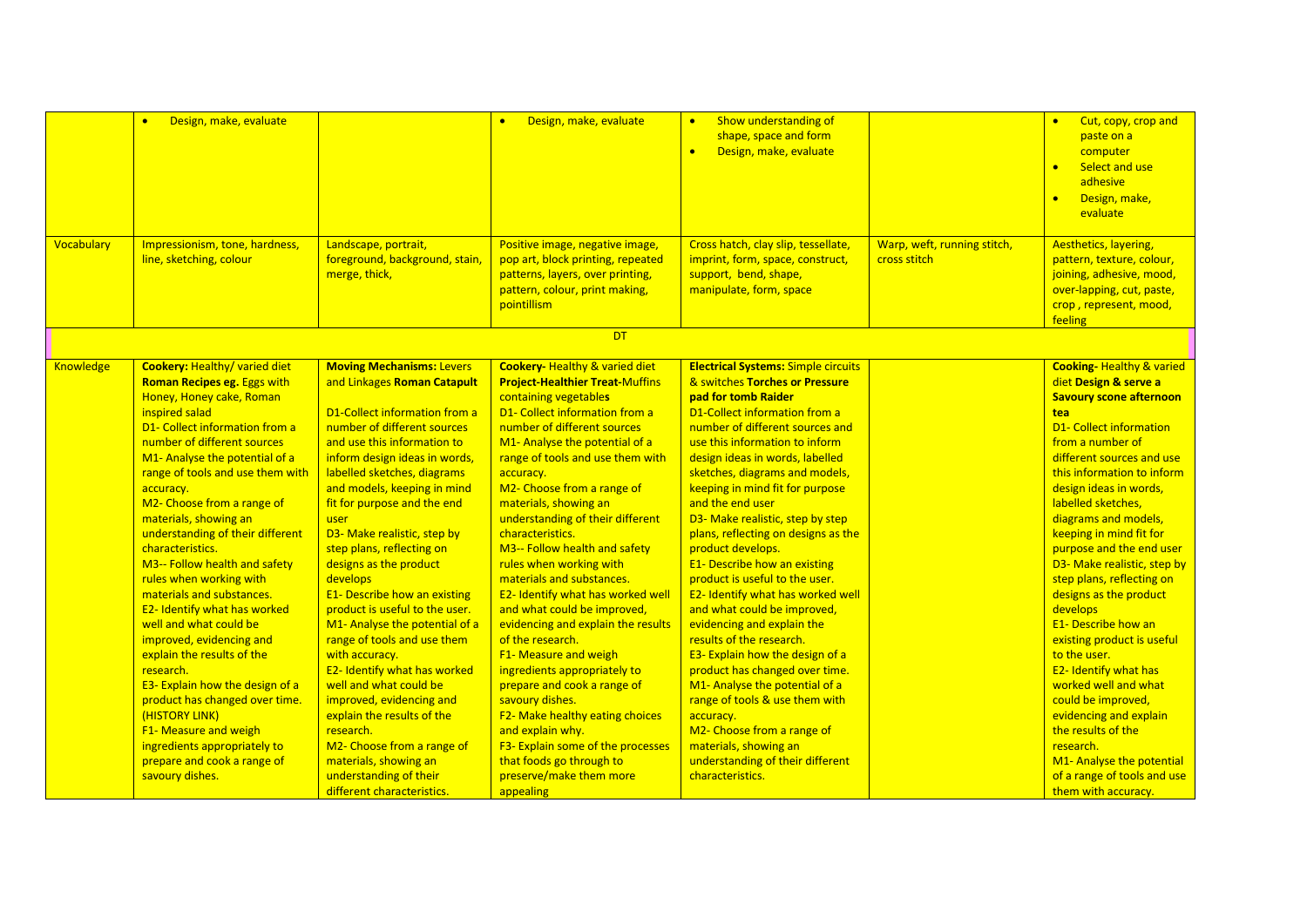| | | | | | | |
|---|---|---|---|---|---|---|
| | • Design, make, evaluate | | • Design, make, evaluate | • Show understanding of shape, space and form<br>• Design, make, evaluate | | • Cut, copy, crop and paste on a computer<br>• Select and use adhesive<br>• Design, make, evaluate |
| Vocabulary | Impressionism, tone, hardness, line, sketching, colour | Landscape, portrait, foreground, background, stain, merge, thick, | Positive image, negative image, pop art, block printing, repeated patterns, layers, over printing, pattern, colour, print making, pointillism | Cross hatch, clay slip, tessellate, imprint, form, space, construct, support, bend, shape, manipulate, form, space | Warp, weft, running stitch, cross stitch | Aesthetics, layering, pattern, texture, colour, joining, adhesive, mood, over-lapping, cut, paste, crop , represent, mood, feeling |
| | | | DT | | | |
| Knowledge | **Cookery:** Healthy/ varied diet **Roman Recipes eg.** Eggs with Honey, Honey cake, Roman inspired salad<br>D1- Collect information from a number of different sources<br>M1- Analyse the potential of a range of tools and use them with accuracy.<br>M2- Choose from a range of materials, showing an understanding of their different characteristics.<br>M3-- Follow health and safety rules when working with materials and substances.<br>E2- Identify what has worked well and what could be improved, evidencing and explain the results of the research.<br>E3- Explain how the design of a product has changed over time. (HISTORY LINK)<br>F1- Measure and weigh ingredients appropriately to prepare and cook a range of savoury dishes. | **Moving Mechanisms:** Levers and Linkages **Roman Catapult**<br>D1-Collect information from a number of different sources and use this information to inform design ideas in words, labelled sketches, diagrams and models, keeping in mind fit for purpose and the end user<br>D3- Make realistic, step by step plans, reflecting on designs as the product develops<br>E1- Describe how an existing product is useful to the user.<br>M1- Analyse the potential of a range of tools and use them with accuracy.<br>E2- Identify what has worked well and what could be improved, evidencing and explain the results of the research.<br>M2- Choose from a range of materials, showing an understanding of their different characteristics. | **Cookery-** Healthy & varied diet **Project-Healthier Treat-**Muffins containing vegetables<br>D1- Collect information from a number of different sources<br>M1- Analyse the potential of a range of tools and use them with accuracy.<br>M2- Choose from a range of materials, showing an understanding of their different characteristics.<br>M3-- Follow health and safety rules when working with materials and substances.<br>E2- Identify what has worked well and what could be improved, evidencing and explain the results of the research.<br>F1- Measure and weigh ingredients appropriately to prepare and cook a range of savoury dishes.<br>F2- Make healthy eating choices and explain why.<br>F3- Explain some of the processes that foods go through to preserve/make them more appealing | **Electrical Systems:** Simple circuits & switches **Torches or Pressure pad for tomb Raider**<br>D1-Collect information from a number of different sources and use this information to inform design ideas in words, labelled sketches, diagrams and models, keeping in mind fit for purpose and the end user<br>D3- Make realistic, step by step plans, reflecting on designs as the product develops.<br>E1- Describe how an existing product is useful to the user.<br>E2- Identify what has worked well and what could be improved, evidencing and explain the results of the research.<br>E3- Explain how the design of a product has changed over time.<br>M1- Analyse the potential of a range of tools & use them with accuracy.<br>M2- Choose from a range of materials, showing an understanding of their different characteristics. | | **Cooking-** Healthy & varied diet **Design & serve a Savoury scone afternoon tea**<br>D1- Collect information from a number of different sources and use this information to inform design ideas in words, labelled sketches, diagrams and models, keeping in mind fit for purpose and the end user<br>D3- Make realistic, step by step plans, reflecting on designs as the product develops<br>E1- Describe how an existing product is useful to the user.<br>E2- Identify what has worked well and what could be improved, evidencing and explain the results of the research.<br>M1- Analyse the potential of a range of tools and use them with accuracy. |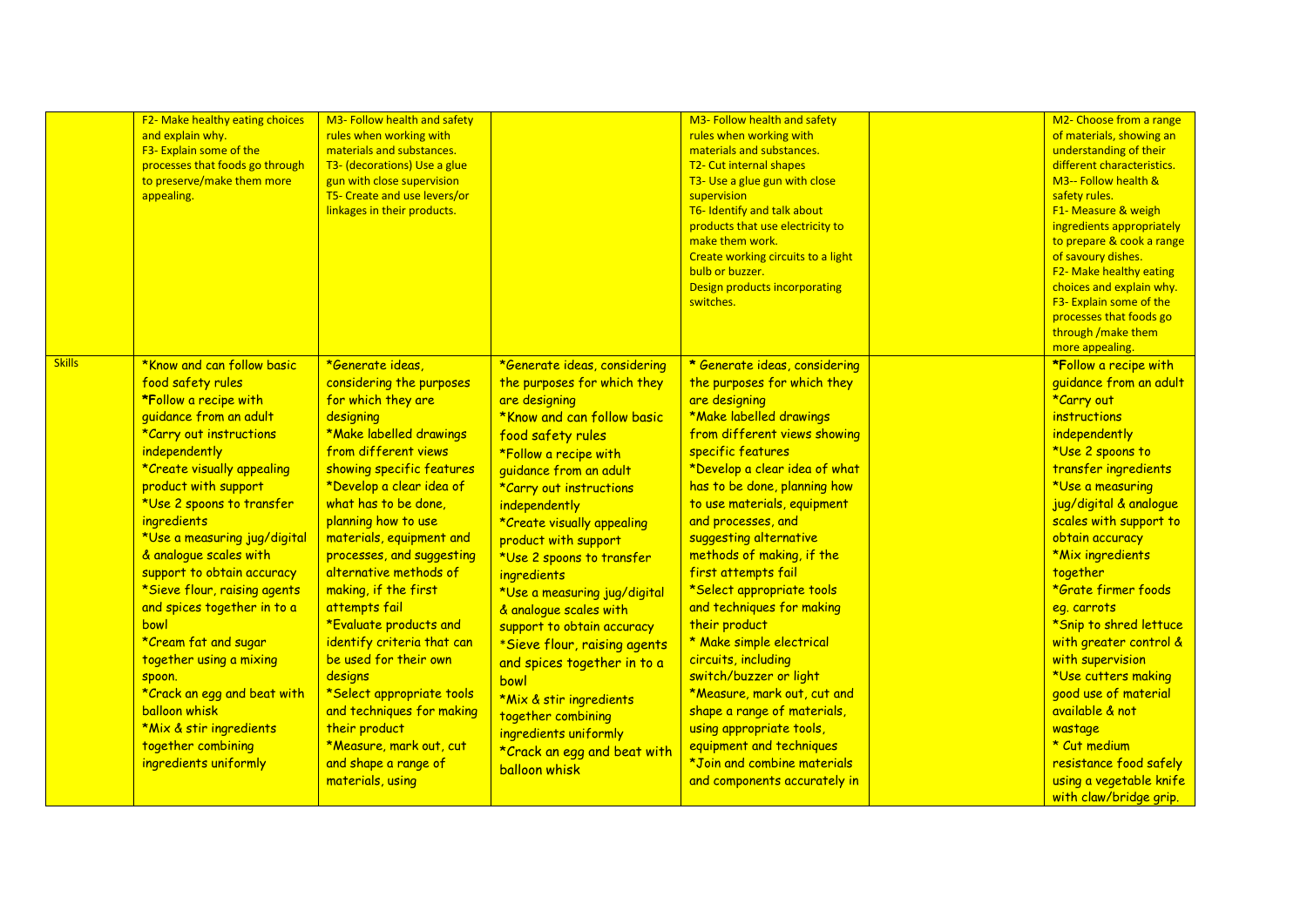| | | | | | | |
|---|---|---|---|---|---|---|
| | F2- Make healthy eating choices and explain why.<br>F3- Explain some of the processes that foods go through to preserve/make them more appealing. | M3- Follow health and safety rules when working with materials and substances.<br>T3- (decorations) Use a glue gun with close supervision<br>T5- Create and use levers/or linkages in their products. | | M3- Follow health and safety rules when working with materials and substances.<br>T2- Cut internal shapes<br>T3- Use a glue gun with close supervision<br>T6- Identify and talk about products that use electricity to make them work.<br>Create working circuits to a light bulb or buzzer.<br>Design products incorporating switches. | | M2- Choose from a range of materials, showing an understanding of their different characteristics.<br>M3-- Follow health & safety rules.<br>F1- Measure & weigh ingredients appropriately to prepare & cook a range of savoury dishes.<br>F2- Make healthy eating choices and explain why.<br>F3- Explain some of the processes that foods go through /make them more appealing. |
| Skills | *Know and can follow basic food safety rules<br>*Follow a recipe with guidance from an adult<br>*Carry out instructions independently<br>*Create visually appealing product with support<br>*Use 2 spoons to transfer ingredients<br>*Use a measuring jug/digital & analogue scales with support to obtain accuracy<br>*Sieve flour, raising agents and spices together in to a bowl<br>*Cream fat and sugar together using a mixing spoon.<br>*Crack an egg and beat with balloon whisk<br>*Mix & stir ingredients together combining ingredients uniformly | *Generate ideas, considering the purposes for which they are designing<br>*Make labelled drawings from different views showing specific features<br>*Develop a clear idea of what has to be done, planning how to use materials, equipment and processes, and suggesting alternative methods of making, if the first attempts fail<br>*Evaluate products and identify criteria that can be used for their own designs<br>*Select appropriate tools and techniques for making their product<br>*Measure, mark out, cut and shape a range of materials, using | *Generate ideas, considering the purposes for which they are designing<br>*Know and can follow basic food safety rules<br>*Follow a recipe with guidance from an adult<br>*Carry out instructions independently<br>*Create visually appealing product with support<br>*Use 2 spoons to transfer ingredients<br>*Use a measuring jug/digital & analogue scales with support to obtain accuracy<br>*Sieve flour, raising agents and spices together in to a bowl<br>*Mix & stir ingredients together combining ingredients uniformly<br>*Crack an egg and beat with balloon whisk | * Generate ideas, considering the purposes for which they are designing<br>*Make labelled drawings from different views showing specific features<br>*Develop a clear idea of what has to be done, planning how to use materials, equipment and processes, and suggesting alternative methods of making, if the first attempts fail<br>*Select appropriate tools and techniques for making their product<br>* Make simple electrical circuits, including switch/buzzer or light<br>*Measure, mark out, cut and shape a range of materials, using appropriate tools, equipment and techniques<br>*Join and combine materials and components accurately in | | *Follow a recipe with guidance from an adult<br>*Carry out instructions independently<br>*Use 2 spoons to transfer ingredients<br>*Use a measuring jug/digital & analogue scales with support to obtain accuracy<br>*Mix ingredients together<br>*Grate firmer foods eg. carrots<br>*Snip to shred lettuce with greater control & with supervision<br>*Use cutters making good use of material available & not wastage<br>* Cut medium resistance food safely using a vegetable knife with claw/bridge grip. |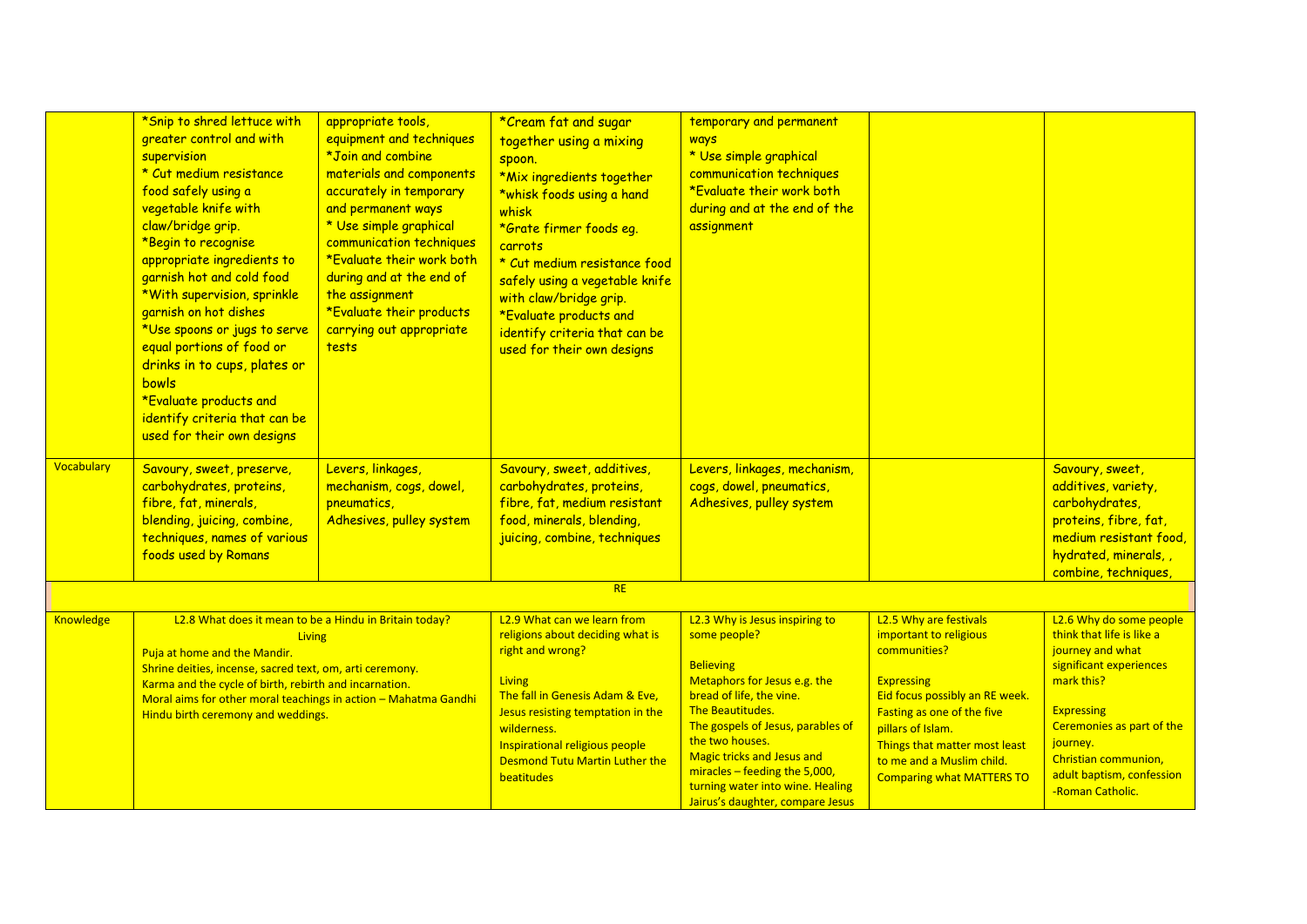| | | | | | | |
|---|---|---|---|---|---|---|
| | *Snip to shred lettuce with greater control and with supervision<br>* Cut medium resistance food safely using a vegetable knife with claw/bridge grip.<br>*Begin to recognise appropriate ingredients to garnish hot and cold food<br>*With supervision, sprinkle garnish on hot dishes<br>*Use spoons or jugs to serve equal portions of food or drinks in to cups, plates or bowls<br>*Evaluate products and identify criteria that can be used for their own designs | appropriate tools, equipment and techniques<br>*Join and combine materials and components accurately in temporary and permanent ways<br>* Use simple graphical communication techniques<br>*Evaluate their work both during and at the end of the assignment<br>*Evaluate their products carrying out appropriate tests | *Cream fat and sugar together using a mixing spoon.<br>*Mix ingredients together<br>*whisk foods using a hand whisk<br>*Grate firmer foods eg. carrots<br>* Cut medium resistance food safely using a vegetable knife with claw/bridge grip.<br>*Evaluate products and identify criteria that can be used for their own designs | temporary and permanent ways<br>* Use simple graphical communication techniques<br>*Evaluate their work both during and at the end of the assignment | | |
| Vocabulary | Savoury, sweet, preserve, carbohydrates, proteins, fibre, fat, minerals, blending, juicing, combine, techniques, names of various foods used by Romans | Levers, linkages, mechanism, cogs, dowel, pneumatics, Adhesives, pulley system | Savoury, sweet, additives, carbohydrates, proteins, fibre, fat, medium resistant food, minerals, blending, juicing, combine, techniques | Levers, linkages, mechanism, cogs, dowel, pneumatics, Adhesives, pulley system | | Savoury, sweet, additives, variety, carbohydrates, proteins, fibre, fat, medium resistant food, hydrated, minerals, , combine, techniques, |
| **RE** | | | | | | |
| Knowledge | L2.8 What does it mean to be a Hindu in Britain today?<br>Living<br>Puja at home and the Mandir.<br>Shrine deities, incense, sacred text, om, arti ceremony.<br>Karma and the cycle of birth, rebirth and incarnation.<br>Moral aims for other moral teachings in action – Mahatma Gandhi<br>Hindu birth ceremony and weddings. | | L2.9 What can we learn from religions about deciding what is right and wrong?<br><br>Living<br>The fall in Genesis Adam & Eve, Jesus resisting temptation in the wilderness.<br>Inspirational religious people Desmond Tutu Martin Luther the beatitudes | L2.3 Why is Jesus inspiring to some people?<br><br>Believing<br>Metaphors for Jesus e.g. the bread of life, the vine.<br>The Beautitudes.<br>The gospels of Jesus, parables of the two houses.<br>Magic tricks and Jesus and miracles – feeding the 5,000, turning water into wine. Healing Jairus's daughter, compare Jesus | L2.5 Why are festivals important to religious communities?<br><br>Expressing<br>Eid focus possibly an RE week.<br>Fasting as one of the five pillars of Islam.<br>Things that matter most least to me and a Muslim child.<br>Comparing what MATTERS TO | L2.6 Why do some people think that life is like a journey and what significant experiences mark this?<br><br>Expressing<br>Ceremonies as part of the journey.<br>Christian communion, adult baptism, confession -Roman Catholic. |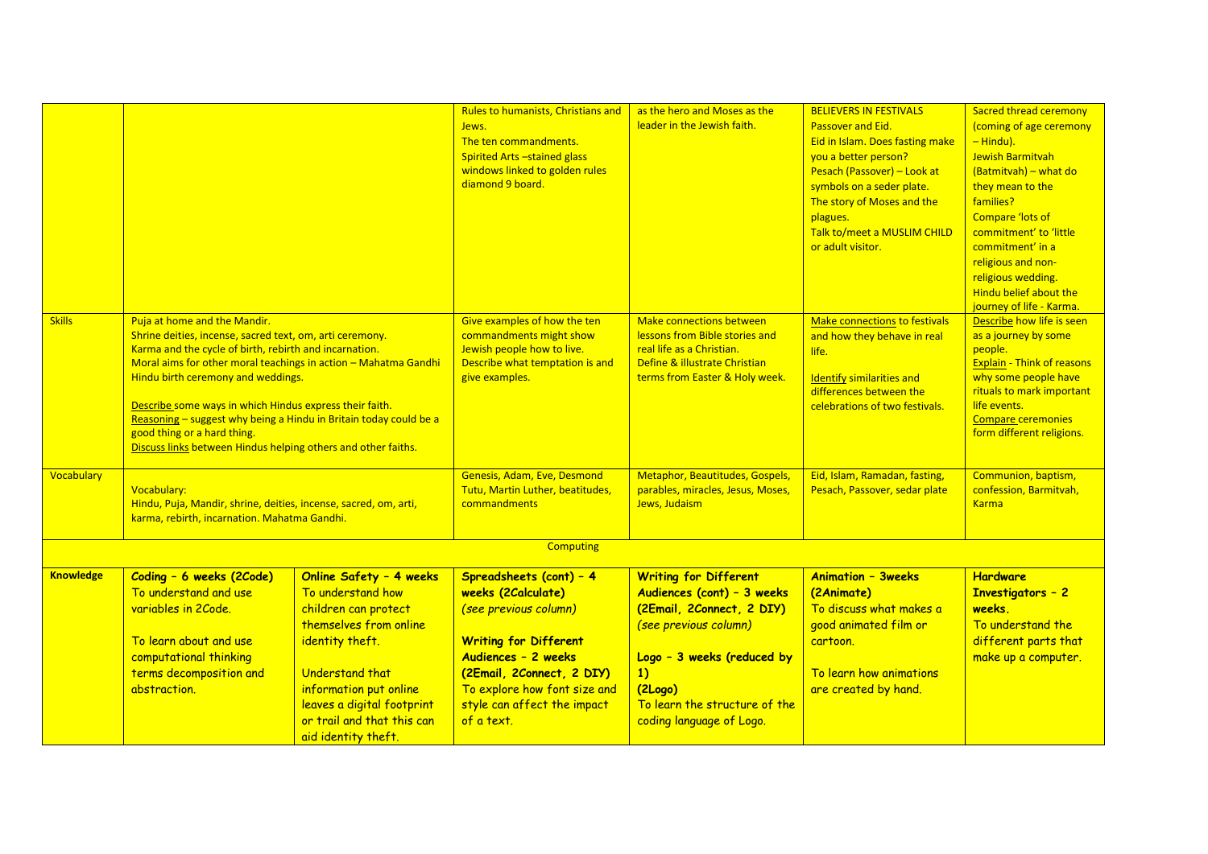| | | | | | | |
|---|---|---|---|---|---|---|
| | | | Rules to humanists, Christians and Jews.<br>The ten commandments.<br>Spirited Arts –stained glass windows linked to golden rules diamond 9 board. | as the hero and Moses as the leader in the Jewish faith. | BELIEVERS IN FESTIVALS<br>Passover and Eid.<br>Eid in Islam. Does fasting make you a better person?<br>Pesach (Passover) – Look at symbols on a seder plate.<br>The story of Moses and the plagues.<br>Talk to/meet a MUSLIM CHILD or adult visitor. | Sacred thread ceremony (coming of age ceremony – Hindu).<br>Jewish Barmitvah (Batmitvah) – what do they mean to the families?<br>Compare 'lots of commitment' to 'little commitment' in a religious and non-religious wedding.<br>Hindu belief about the journey of life - Karma. |
| Skills | Puja at home and the Mandir.<br>Shrine deities, incense, sacred text, om, arti ceremony.<br>Karma and the cycle of birth, rebirth and incarnation.<br>Moral aims for other moral teachings in action – Mahatma Gandhi<br>Hindu birth ceremony and weddings.<br><br>Describe some ways in which Hindus express their faith.<br>Reasoning – suggest why being a Hindu in Britain today could be a good thing or a hard thing.<br>Discuss links between Hindus helping others and other faiths. | | Give examples of how the ten commandments might show Jewish people how to live.<br>Describe what temptation is and give examples. | Make connections between lessons from Bible stories and real life as a Christian.<br>Define & illustrate Christian terms from Easter & Holy week. | Make connections to festivals and how they behave in real life.<br><br>Identify similarities and differences between the celebrations of two festivals. | Describe how life is seen as a journey by some people.<br>Explain - Think of reasons why some people have rituals to mark important life events.<br>Compare ceremonies form different religions. |
| Vocabulary | Vocabulary:<br>Hindu, Puja, Mandir, shrine, deities, incense, sacred, om, arti, karma, rebirth, incarnation. Mahatma Gandhi. | | Genesis, Adam, Eve, Desmond Tutu, Martin Luther, beatitudes, commandments | Metaphor, Beautitudes, Gospels, parables, miracles, Jesus, Moses, Jews, Judaism | Eid, Islam, Ramadan, fasting, Pesach, Passover, sedar plate | Communion, baptism, confession, Barmitvah, Karma |
| | | | Computing | | | |
| Knowledge | **Coding – 6 weeks (2Code)**<br>To understand and use variables in 2Code.<br><br>To learn about and use computational thinking terms decomposition and abstraction. | **Online Safety – 4 weeks**<br>To understand how children can protect themselves from online identity theft.<br><br>Understand that information put online leaves a digital footprint or trail and that this can aid identity theft. | **Spreadsheets (cont) – 4 weeks (2Calculate)**<br>*(see previous column)*<br><br>**Writing for Different Audiences – 2 weeks (2Email, 2Connect, 2 DIY)**<br>To explore how font size and style can affect the impact of a text. | **Writing for Different Audiences (cont) – 3 weeks (2Email, 2Connect, 2 DIY)**<br>*(see previous column)*<br><br>**Logo – 3 weeks (reduced by 1)**<br>**(2Logo)**<br>To learn the structure of the coding language of Logo. | **Animation – 3weeks (2Animate)**<br>To discuss what makes a good animated film or cartoon.<br><br>To learn how animations are created by hand. | **Hardware Investigators – 2 weeks.**<br>To understand the different parts that make up a computer. |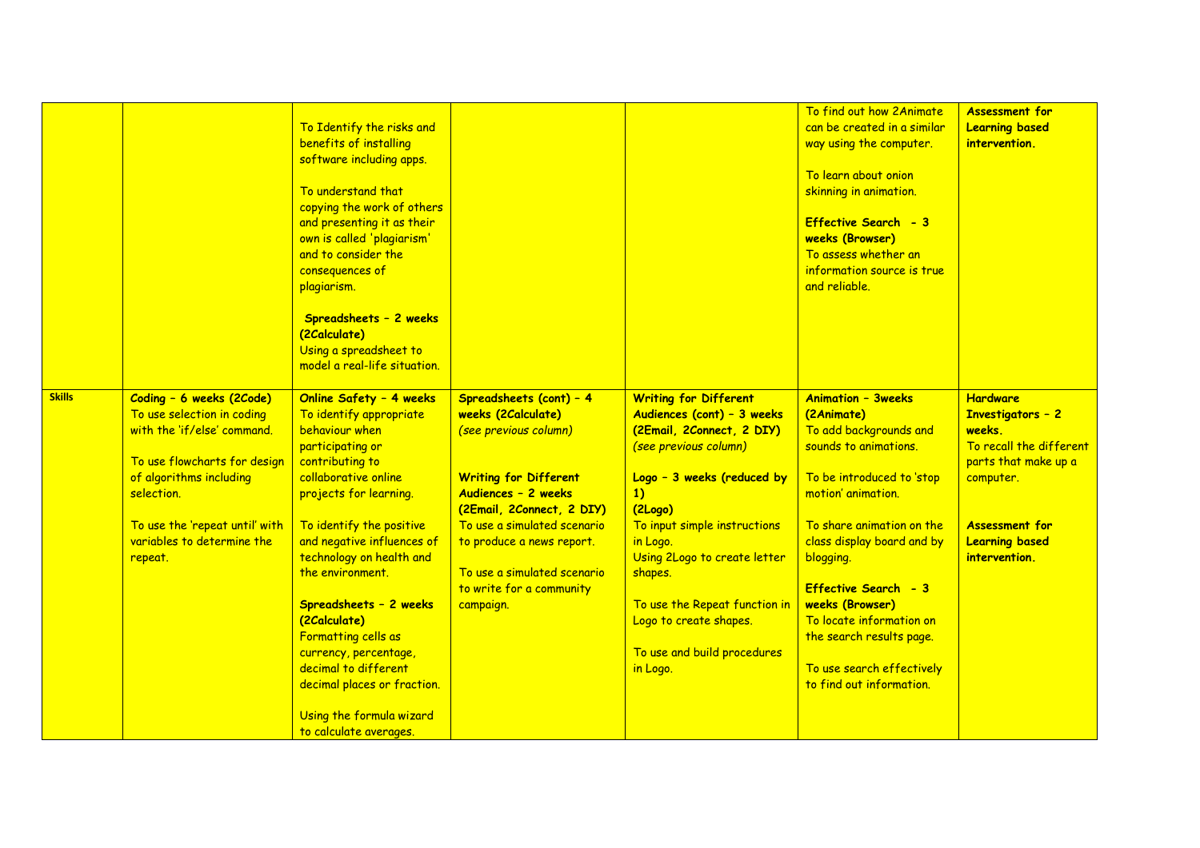| | | | | | | |
|---|---|---|---|---|---|---|
| | | To Identify the risks and benefits of installing software including apps.<br><br>To understand that copying the work of others and presenting it as their own is called 'plagiarism' and to consider the consequences of plagiarism.<br><br>**Spreadsheets – 2 weeks (2Calculate)**<br>Using a spreadsheet to model a real-life situation. | | | To find out how 2Animate can be created in a similar way using the computer.<br><br>To learn about onion skinning in animation.<br><br>**Effective Search - 3 weeks (Browser)**<br>To assess whether an information source is true and reliable. | **Assessment for Learning based intervention.** |
| **Skills** | **Coding – 6 weeks (2Code)**<br>To use selection in coding with the 'if/else' command.<br><br>To use flowcharts for design of algorithms including selection.<br><br>To use the 'repeat until' with variables to determine the repeat. | **Online Safety – 4 weeks**<br>To identify appropriate behaviour when participating or contributing to collaborative online projects for learning.<br><br>To identify the positive and negative influences of technology on health and the environment.<br><br>**Spreadsheets – 2 weeks (2Calculate)**<br>Formatting cells as currency, percentage, decimal to different decimal places or fraction.<br><br>Using the formula wizard to calculate averages. | **Spreadsheets (cont) – 4 weeks (2Calculate)**<br>*(see previous column)*<br><br>**Writing for Different Audiences – 2 weeks (2Email, 2Connect, 2 DIY)**<br>To use a simulated scenario to produce a news report.<br><br>To use a simulated scenario to write for a community campaign. | **Writing for Different Audiences (cont) – 3 weeks (2Email, 2Connect, 2 DIY)**<br>*(see previous column)*<br><br>**Logo – 3 weeks (reduced by 1) (2Logo)**<br>To input simple instructions in Logo.<br>Using 2Logo to create letter shapes.<br><br>To use the Repeat function in Logo to create shapes.<br><br>To use and build procedures in Logo. | **Animation – 3weeks (2Animate)**<br>To add backgrounds and sounds to animations.<br><br>To be introduced to 'stop motion' animation.<br><br>To share animation on the class display board and by blogging.<br><br>**Effective Search - 3 weeks (Browser)**<br>To locate information on the search results page.<br><br>To use search effectively to find out information. | **Hardware Investigators – 2 weeks.**<br>To recall the different parts that make up a computer.<br><br>**Assessment for Learning based intervention.** |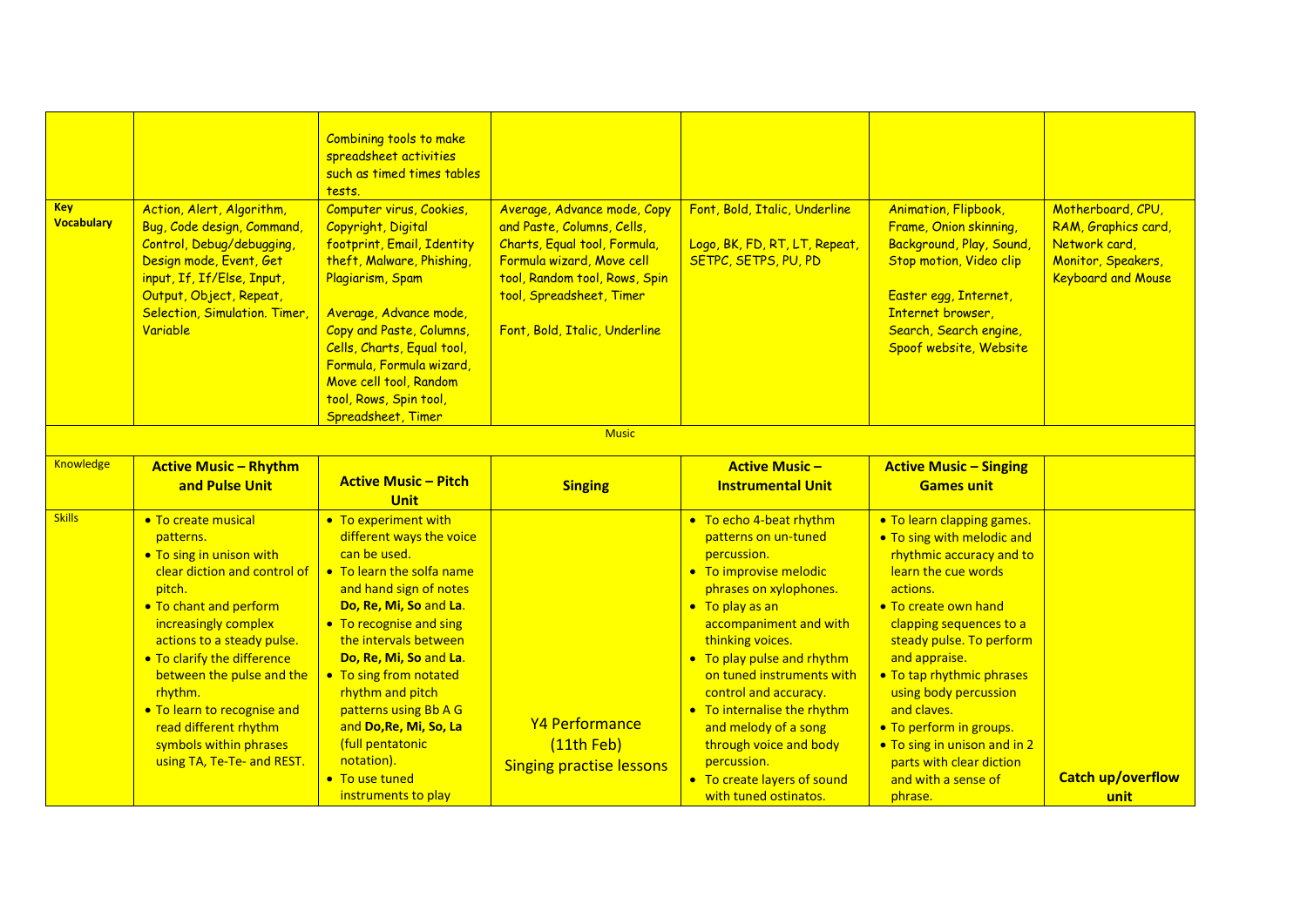| | | | | | | |
|---|---|---|---|---|---|---|
| | | Combining tools to make spreadsheet activities such as timed times tables tests. | | | | |
| **Key Vocabulary** | Action, Alert, Algorithm, Bug, Code design, Command, Control, Debug/debugging, Design mode, Event, Get input, If, If/Else, Input, Output, Object, Repeat, Selection, Simulation. Timer, Variable | Computer virus, Cookies, Copyright, Digital footprint, Email, Identity theft, Malware, Phishing, Plagiarism, Spam<br><br>Average, Advance mode, Copy and Paste, Columns, Cells, Charts, Equal tool, Formula, Formula wizard, Move cell tool, Random tool, Rows, Spin tool, Spreadsheet, Timer | Average, Advance mode, Copy and Paste, Columns, Cells, Charts, Equal tool, Formula, Formula wizard, Move cell tool, Random tool, Rows, Spin tool, Spreadsheet, Timer<br><br>Font, Bold, Italic, Underline | Font, Bold, Italic, Underline<br><br>Logo, BK, FD, RT, LT, Repeat, SETPC, SETPS, PU, PD | Animation, Flipbook, Frame, Onion skinning, Background, Play, Sound, Stop motion, Video clip<br><br>Easter egg, Internet, Internet browser, Search, Search engine, Spoof website, Website | Motherboard, CPU, RAM, Graphics card, Network card, Monitor, Speakers, Keyboard and Mouse |
| | | | Music | | | |
| Knowledge | **Active Music – Rhythm and Pulse Unit** | **Active Music – Pitch Unit** | **Singing** | **Active Music – Instrumental Unit** | **Active Music – Singing Games unit** | |
| Skills | • To create musical patterns.<br>• To sing in unison with clear diction and control of pitch.<br>• To chant and perform increasingly complex actions to a steady pulse.<br>• To clarify the difference between the pulse and the rhythm.<br>• To learn to recognise and read different rhythm symbols within phrases using TA, Te-Te- and REST. | • To experiment with different ways the voice can be used.<br>• To learn the solfa name and hand sign of notes **Do, Re, Mi, So** and **La**.<br>• To recognise and sing the intervals between **Do, Re, Mi, So** and **La**.<br>• To sing from notated rhythm and pitch patterns using Bb A G and **Do,Re, Mi, So, La** (full pentatonic notation).<br>• To use tuned instruments to play | Y4 Performance (11th Feb) Singing practise lessons | • To echo 4-beat rhythm patterns on un-tuned percussion.<br>• To improvise melodic phrases on xylophones.<br>• To play as an accompaniment and with thinking voices.<br>• To play pulse and rhythm on tuned instruments with control and accuracy.<br>• To internalise the rhythm and melody of a song through voice and body percussion.<br>• To create layers of sound with tuned ostinatos. | • To learn clapping games.<br>• To sing with melodic and rhythmic accuracy and to learn the cue words actions.<br>• To create own hand clapping sequences to a steady pulse. To perform and appraise.<br>• To tap rhythmic phrases using body percussion and claves.<br>• To perform in groups.<br>• To sing in unison and in 2 parts with clear diction and with a sense of phrase. | **Catch up/overflow unit** |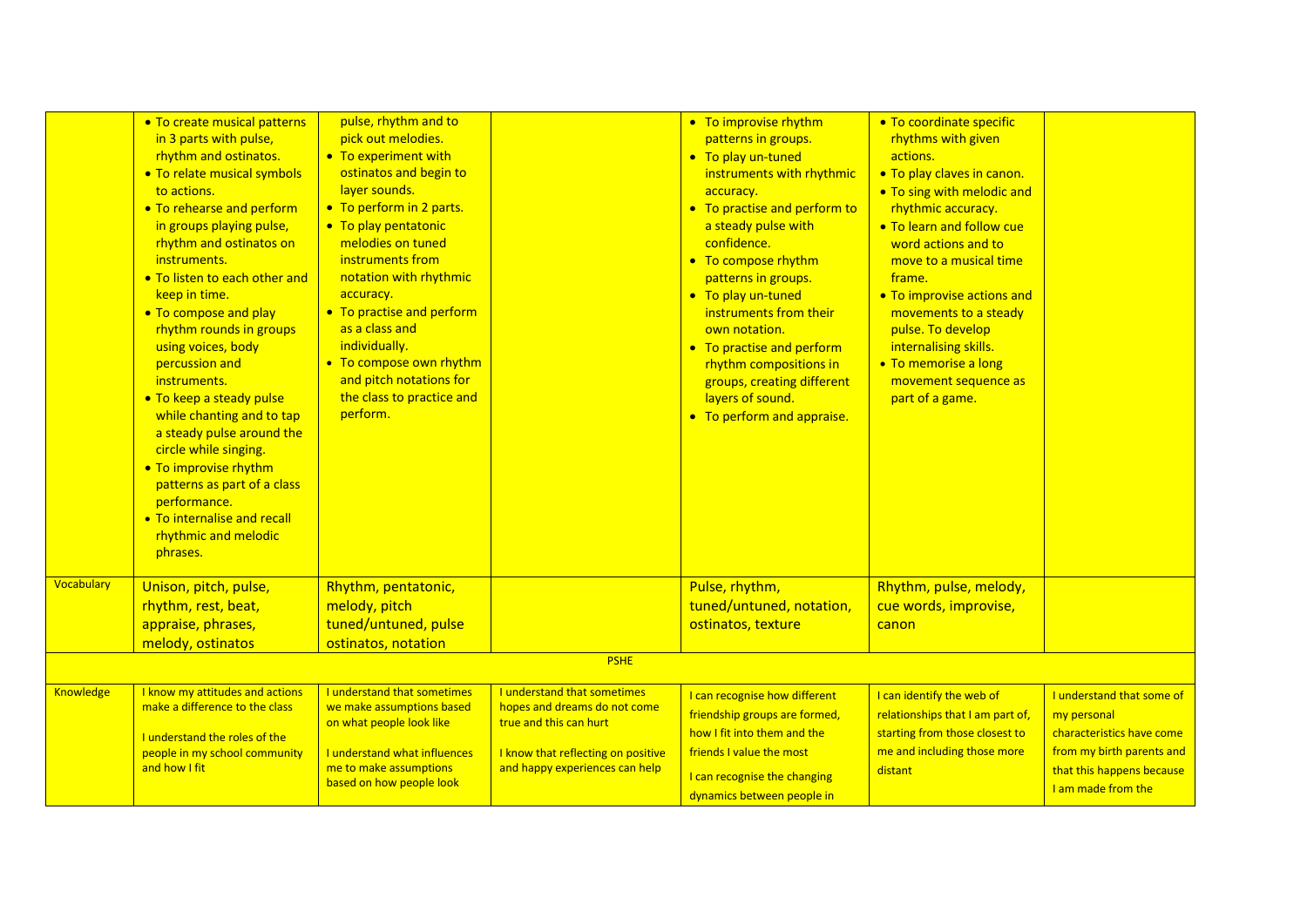| | | | | | | |
|---|---|---|---|---|---|---|
| | • To create musical patterns in 3 parts with pulse, rhythm and ostinatos.<br>• To relate musical symbols to actions.<br>• To rehearse and perform in groups playing pulse, rhythm and ostinatos on instruments.<br>• To listen to each other and keep in time.<br>• To compose and play rhythm rounds in groups using voices, body percussion and instruments.<br>• To keep a steady pulse while chanting and to tap a steady pulse around the circle while singing.<br>• To improvise rhythm patterns as part of a class performance.<br>• To internalise and recall rhythmic and melodic phrases. | pulse, rhythm and to pick out melodies.<br>• To experiment with ostinatos and begin to layer sounds.<br>• To perform in 2 parts.<br>• To play pentatonic melodies on tuned instruments from notation with rhythmic accuracy.<br>• To practise and perform as a class and individually.<br>• To compose own rhythm and pitch notations for the class to practice and perform. | | • To improvise rhythm patterns in groups.<br>• To play un-tuned instruments with rhythmic accuracy.<br>• To practise and perform to a steady pulse with confidence.<br>• To compose rhythm patterns in groups.<br>• To play un-tuned instruments from their own notation.<br>• To practise and perform rhythm compositions in groups, creating different layers of sound.<br>• To perform and appraise. | • To coordinate specific rhythms with given actions.<br>• To play claves in canon.<br>• To sing with melodic and rhythmic accuracy.<br>• To learn and follow cue word actions and to move to a musical time frame.<br>• To improvise actions and movements to a steady pulse. To develop internalising skills.<br>• To memorise a long movement sequence as part of a game. | |
| Vocabulary | Unison, pitch, pulse, rhythm, rest, beat, appraise, phrases, melody, ostinatos | Rhythm, pentatonic, melody, pitch tuned/untuned, pulse ostinatos, notation | | Pulse, rhythm, tuned/untuned, notation, ostinatos, texture | Rhythm, pulse, melody, cue words, improvise, canon | |
| PSHE | | | | | | |
| Knowledge | I know my attitudes and actions make a difference to the class<br><br>I understand the roles of the people in my school community and how I fit | I understand that sometimes we make assumptions based on what people look like<br><br>I understand what influences me to make assumptions based on how people look | I understand that sometimes hopes and dreams do not come true and this can hurt<br><br>I know that reflecting on positive and happy experiences can help | I can recognise how different friendship groups are formed, how I fit into them and the friends I value the most<br><br>I can recognise the changing dynamics between people in | I can identify the web of relationships that I am part of, starting from those closest to me and including those more distant | I understand that some of my personal characteristics have come from my birth parents and that this happens because I am made from the |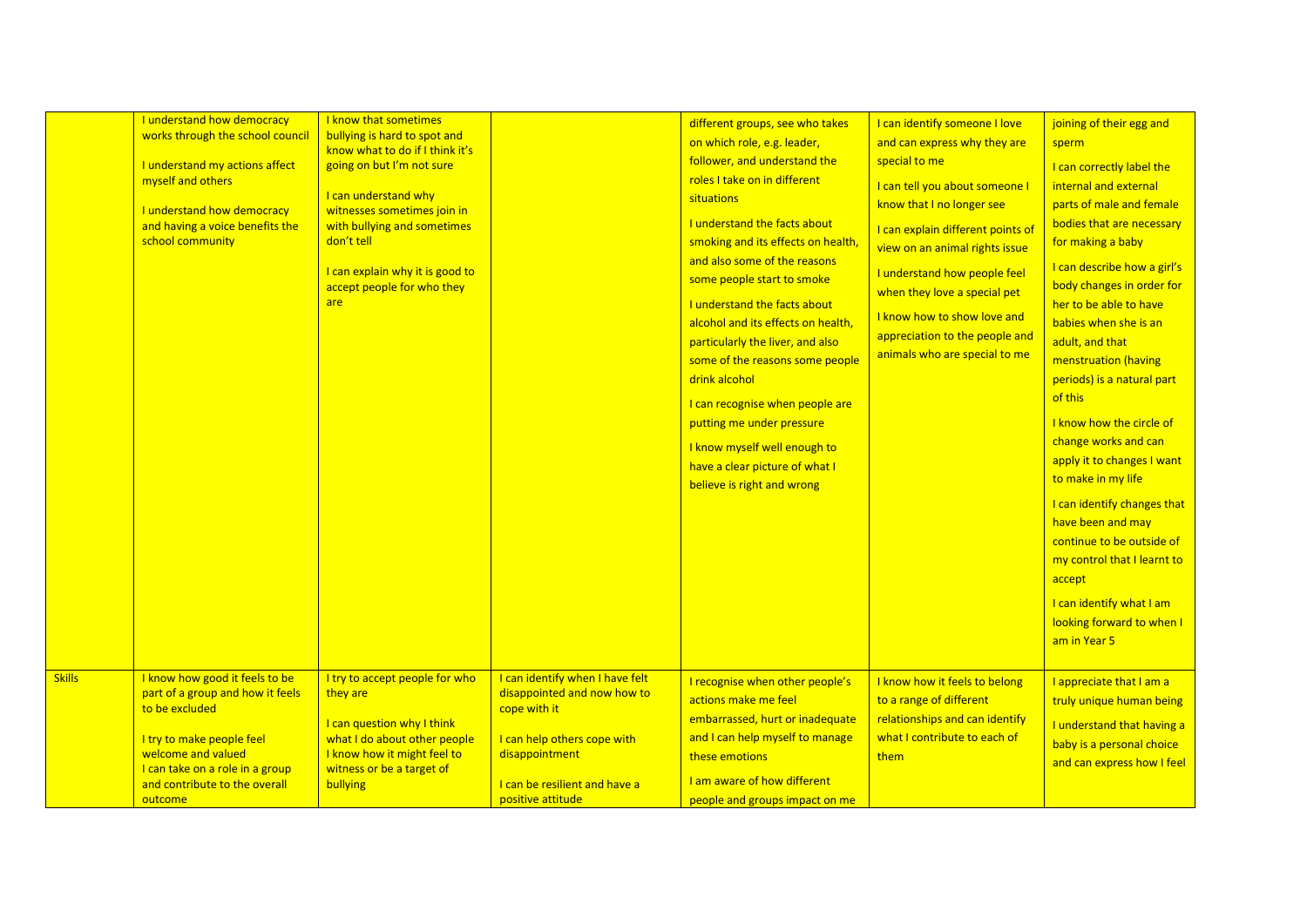| | | | | | | |
|---|---|---|---|---|---|---|
| | I understand how democracy works through the school council<br><br>I understand my actions affect myself and others<br><br>I understand how democracy and having a voice benefits the school community | I know that sometimes bullying is hard to spot and know what to do if I think it's going on but I'm not sure<br><br>I can understand why witnesses sometimes join in with bullying and sometimes don't tell<br><br>I can explain why it is good to accept people for who they are | | different groups, see who takes on which role, e.g. leader, follower, and understand the roles I take on in different situations<br><br>I understand the facts about smoking and its effects on health, and also some of the reasons some people start to smoke<br><br>I understand the facts about alcohol and its effects on health, particularly the liver, and also some of the reasons some people drink alcohol<br><br>I can recognise when people are putting me under pressure<br><br>I know myself well enough to have a clear picture of what I believe is right and wrong | I can identify someone I love and can express why they are special to me<br><br>I can tell you about someone I know that I no longer see<br><br>I can explain different points of view on an animal rights issue<br><br>I understand how people feel when they love a special pet<br><br>I know how to show love and appreciation to the people and animals who are special to me | joining of their egg and sperm<br><br>I can correctly label the internal and external parts of male and female bodies that are necessary for making a baby<br><br>I can describe how a girl's body changes in order for her to be able to have babies when she is an adult, and that menstruation (having periods) is a natural part of this<br><br>I know how the circle of change works and can apply it to changes I want to make in my life<br><br>I can identify changes that have been and may continue to be outside of my control that I learnt to accept<br><br>I can identify what I am looking forward to when I am in Year 5 |
| Skills | I know how good it feels to be part of a group and how it feels to be excluded<br><br>I try to make people feel welcome and valued<br>I can take on a role in a group and contribute to the overall outcome | I try to accept people for who they are<br><br>I can question why I think what I do about other people<br>I know how it might feel to witness or be a target of bullying | I can identify when I have felt disappointed and now how to cope with it<br><br>I can help others cope with disappointment<br><br>I can be resilient and have a positive attitude | I recognise when other people's actions make me feel embarrassed, hurt or inadequate and I can help myself to manage these emotions<br><br>I am aware of how different people and groups impact on me | I know how it feels to belong to a range of different relationships and can identify what I contribute to each of them | I appreciate that I am a truly unique human being<br><br>I understand that having a baby is a personal choice and can express how I feel |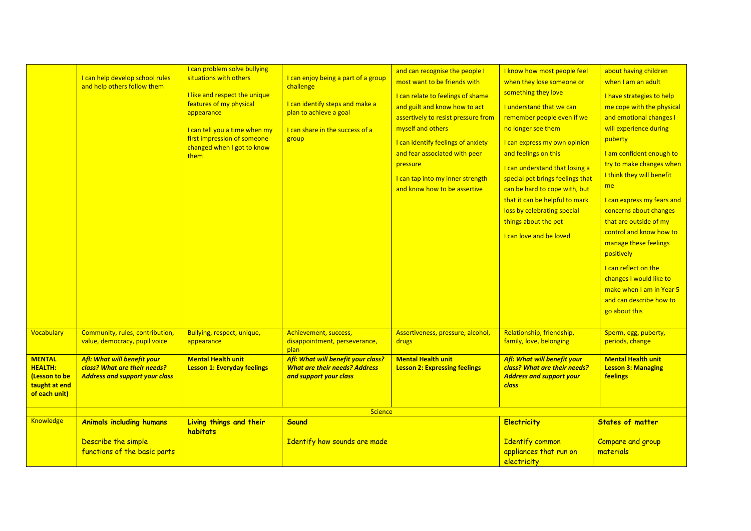| | | | | | | |
|---|---|---|---|---|---|---|
| | I can help develop school rules and help others follow them | I can problem solve bullying situations with others<br><br>I like and respect the unique features of my physical appearance<br><br>I can tell you a time when my first impression of someone changed when I got to know them | I can enjoy being a part of a group challenge<br><br>I can identify steps and make a plan to achieve a goal<br><br>I can share in the success of a group | and can recognise the people I most want to be friends with<br><br>I can relate to feelings of shame and guilt and know how to act assertively to resist pressure from myself and others<br><br>I can identify feelings of anxiety and fear associated with peer pressure<br><br>I can tap into my inner strength and know how to be assertive | I know how most people feel when they lose someone or something they love<br><br>I understand that we can remember people even if we no longer see them<br><br>I can express my own opinion and feelings on this<br><br>I can understand that losing a special pet brings feelings that can be hard to cope with, but that it can be helpful to mark loss by celebrating special things about the pet<br><br>I can love and be loved | about having children when I am an adult<br><br>I have strategies to help me cope with the physical and emotional changes I will experience during puberty<br><br>I am confident enough to try to make changes when I think they will benefit me<br><br>I can express my fears and concerns about changes that are outside of my control and know how to manage these feelings positively<br><br>I can reflect on the changes I would like to make when I am in Year 5 and can describe how to go about this |
| Vocabulary | Community, rules, contribution, value, democracy, pupil voice | Bullying, respect, unique, appearance | Achievement, success, disappointment, perseverance, plan | Assertiveness, pressure, alcohol, drugs | Relationship, friendship, family, love, belonging | Sperm, egg, puberty, periods, change |
| **MENTAL HEALTH: (Lesson to be taught at end of each unit)** | ***Afl: What will benefit your class? What are their needs? Address and support your class*** | **Mental Health unit**<br>**Lesson 1: Everyday feelings** | ***Afl: What will benefit your class? What are their needs? Address and support your class*** | **Mental Health unit**<br>**Lesson 2: Expressing feelings** | ***Afl: What will benefit your class? What are their needs? Address and support your class*** | **Mental Health unit**<br>**Lesson 3: Managing feelings** |
| | Science | | | | | |
| Knowledge | **Animals including humans**<br><br>Describe the simple functions of the basic parts | **Living things and their habitats** | **Sound**<br><br>Identify how sounds are made | | **Electricity**<br><br>Identify common appliances that run on electricity | **States of matter**<br><br>Compare and group materials |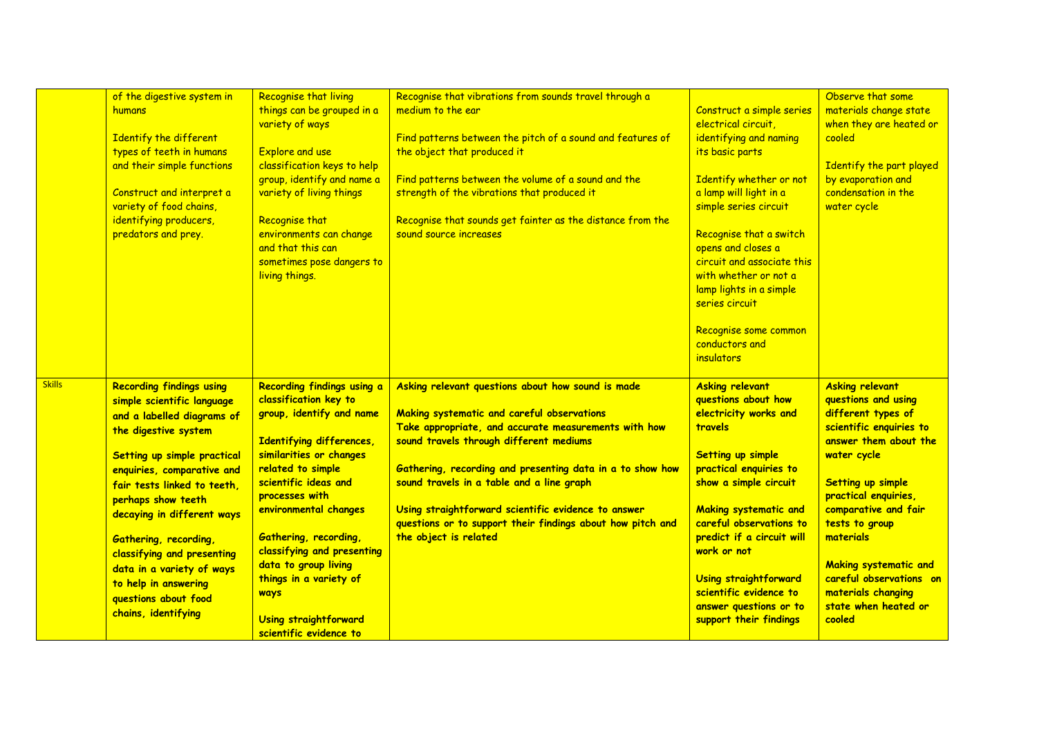|  | of the digestive system in humans<br><br>Identify the different types of teeth in humans and their simple functions<br><br>Construct and interpret a variety of food chains, identifying producers, predators and prey. | Recognise that living things can be grouped in a variety of ways<br><br>Explore and use classification keys to help group, identify and name a variety of living things<br><br>Recognise that environments can change and that this can sometimes pose dangers to living things. | Recognise that vibrations from sounds travel through a medium to the ear<br><br>Find patterns between the pitch of a sound and features of the object that produced it<br><br>Find patterns between the volume of a sound and the strength of the vibrations that produced it<br><br>Recognise that sounds get fainter as the distance from the sound source increases | Construct a simple series electrical circuit, identifying and naming its basic parts<br><br>Identify whether or not a lamp will light in a simple series circuit<br><br>Recognise that a switch opens and closes a circuit and associate this with whether or not a lamp lights in a simple series circuit<br><br>Recognise some common conductors and insulators | Observe that some materials change state when they are heated or cooled<br><br>Identify the part played by evaporation and condensation in the water cycle |
|---|---|---|---|---|---|
| Skills | **Recording findings using simple scientific language and a labelled diagrams of the digestive system**<br><br>**Setting up simple practical enquiries, comparative and fair tests linked to teeth, perhaps show teeth decaying in different ways**<br><br>**Gathering, recording, classifying and presenting data in a variety of ways to help in answering questions about food chains, identifying** | **Recording findings using a classification key to group, identify and name**<br><br>**Identifying differences, similarities or changes related to simple scientific ideas and processes with environmental changes**<br><br>**Gathering, recording, classifying and presenting data to group living things in a variety of ways**<br><br>**Using straightforward scientific evidence to** | **Asking relevant questions about how sound is made**<br><br>**Making systematic and careful observations**<br>**Take appropriate, and accurate measurements with how sound travels through different mediums**<br><br>**Gathering, recording and presenting data in a to show how sound travels in a table and a line graph**<br><br>**Using straightforward scientific evidence to answer questions or to support their findings about how pitch and the object is related** | **Asking relevant questions about how electricity works and travels**<br><br>**Setting up simple practical enquiries to show a simple circuit**<br><br>**Making systematic and careful observations to predict if a circuit will work or not**<br><br>**Using straightforward scientific evidence to answer questions or to support their findings** | **Asking relevant questions and using different types of scientific enquiries to answer them about the water cycle**<br><br>**Setting up simple practical enquiries, comparative and fair tests to group materials**<br><br>**Making systematic and careful observations on materials changing state when heated or cooled** |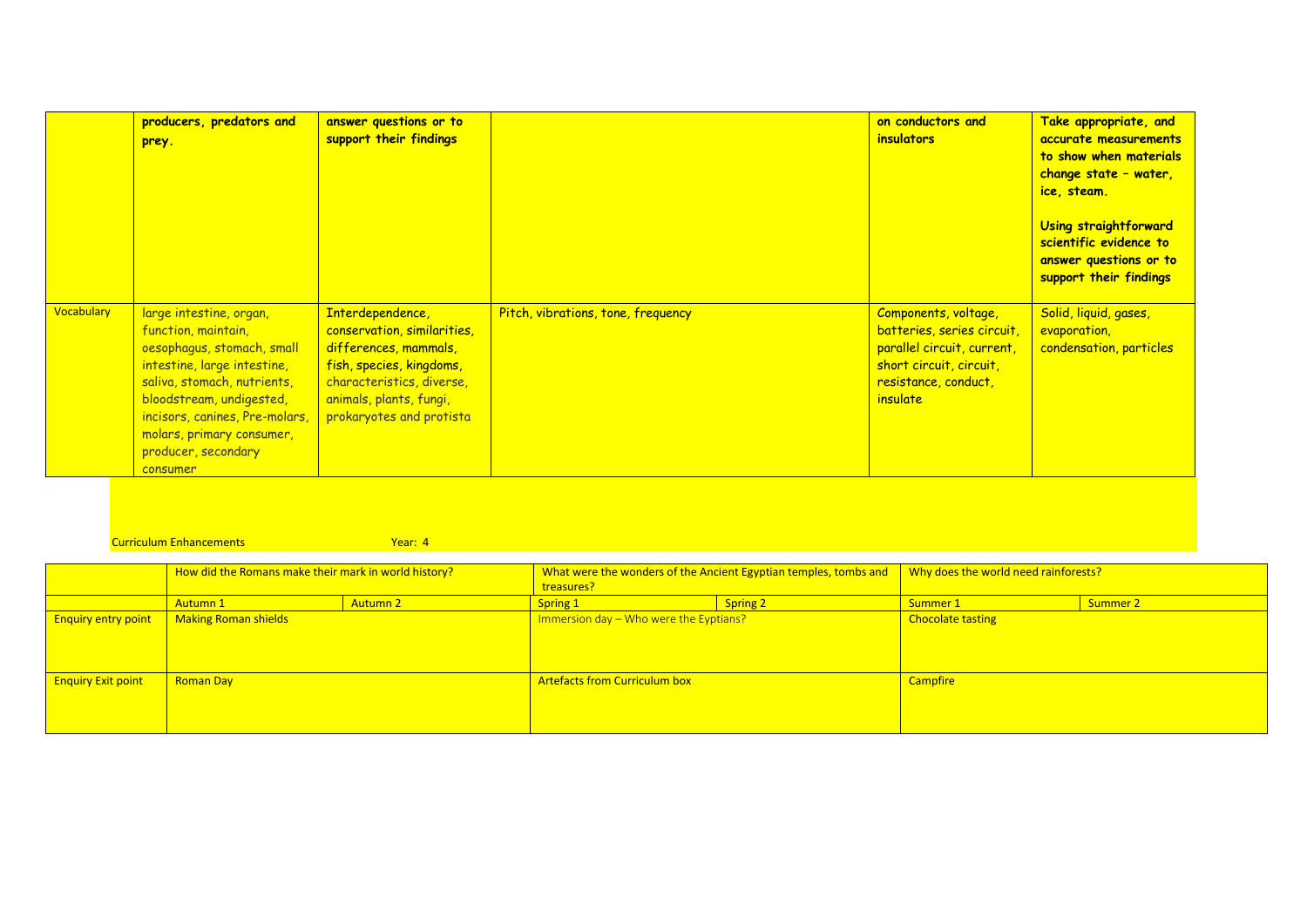|  | producers, predators and prey. | answer questions or to support their findings |  | on conductors and insulators | Take appropriate, and accurate measurements to show when materials change state – water, ice, steam.<br><br>Using straightforward scientific evidence to answer questions or to support their findings |
|---|---|---|---|---|---|
| Vocabulary | large intestine, organ, function, maintain, oesophagus, stomach, small intestine, large intestine, saliva, stomach, nutrients, bloodstream, undigested, incisors, canines, Pre-molars, molars, primary consumer, producer, secondary consumer | Interdependence, conservation, similarities, differences, mammals, fish, species, kingdoms, characteristics, diverse, animals, plants, fungi, prokaryotes and protista | Pitch, vibrations, tone, frequency | Components, voltage, batteries, series circuit, parallel circuit, current, short circuit, circuit, resistance, conduct, insulate | Solid, liquid, gases, evaporation, condensation, particles |

Curriculum Enhancements Year: 4

|  | How did the Romans make their mark in world history? |  | What were the wonders of the Ancient Egyptian temples, tombs and treasures? |  | Why does the world need rainforests? |  |
|---|---|---|---|---|---|---|
|  | Autumn 1 | Autumn 2 | Spring 1 | Spring 2 | Summer 1 | Summer 2 |
| Enquiry entry point | Making Roman shields |  | Immersion day – Who were the Eyptians? |  | Chocolate tasting |  |
| Enquiry Exit point | Roman Day |  | Artefacts from Curriculum box |  | Campfire |  |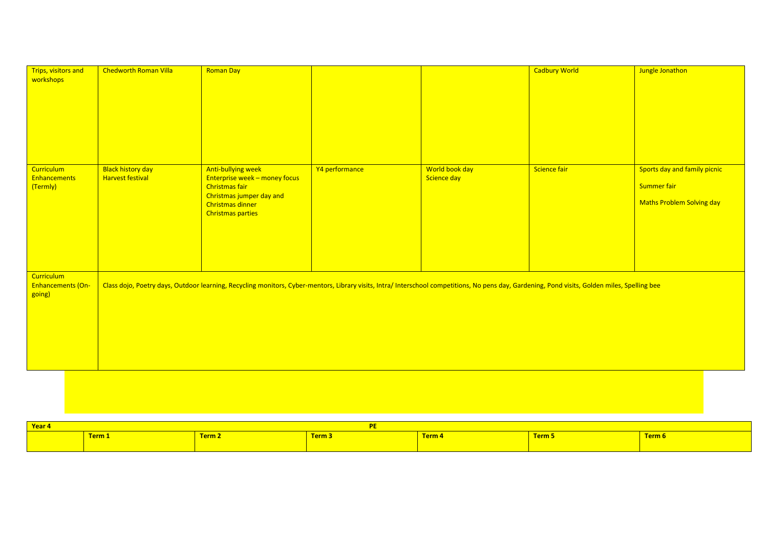| Trips, visitors and workshops | Chedworth Roman Villa | Roman Day | | | Cadbury World | Jungle Jonathon |
|---|---|---|---|---|---|---|
| Curriculum Enhancements (Termly) | Black history day<br>Harvest festival | Anti-bullying week<br>Enterprise week – money focus<br>Christmas fair<br>Christmas jumper day and Christmas dinner<br>Christmas parties | Y4 performance | World book day<br>Science day | Science fair | Sports day and family picnic<br>Summer fair<br>Maths Problem Solving day |
| Curriculum Enhancements (On-going) | Class dojo, Poetry days, Outdoor learning, Recycling monitors, Cyber-mentors, Library visits, Intra/ Interschool competitions, No pens day, Gardening, Pond visits, Golden miles, Spelling bee | | | | | |

| **Year 4** | | | | **PE** | | |
|---|---|---|---|---|---|---|
| | **Term 1** | **Term 2** | **Term 3** | **Term 4** | **Term 5** | **Term 6** |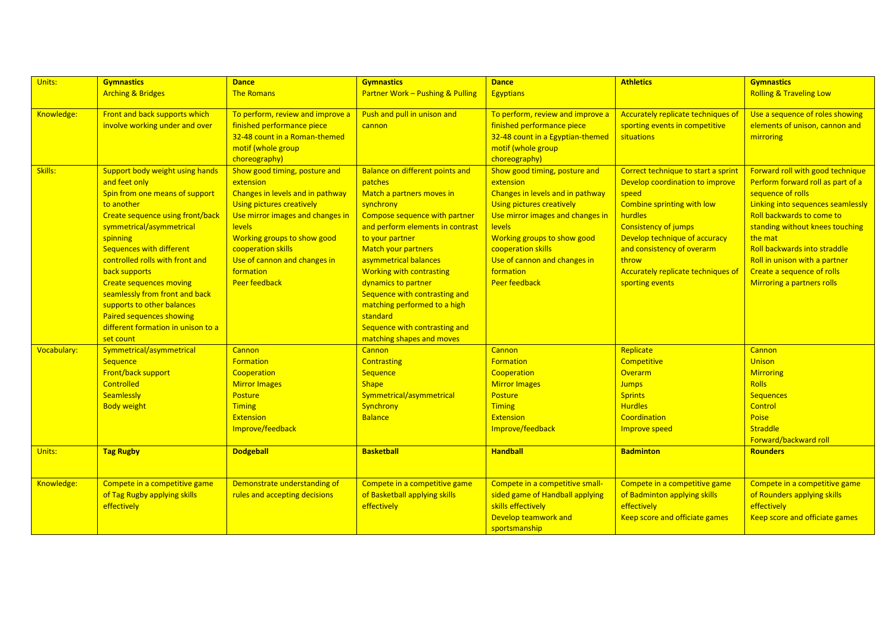| Units: | **Gymnastics**<br>Arching & Bridges | **Dance**<br>The Romans | **Gymnastics**<br>Partner Work – Pushing & Pulling | **Dance**<br>Egyptians | **Athletics** | **Gymnastics**<br>Rolling & Traveling Low |
|---|---|---|---|---|---|---|
| Knowledge: | Front and back supports which involve working under and over | To perform, review and improve a finished performance piece<br>32-48 count in a Roman-themed motif (whole group choreography) | Push and pull in unison and cannon | To perform, review and improve a finished performance piece<br>32-48 count in a Egyptian-themed motif (whole group choreography) | Accurately replicate techniques of sporting events in competitive situations | Use a sequence of roles showing elements of unison, cannon and mirroring |
| Skills: | Support body weight using hands and feet only<br>Spin from one means of support to another<br>Create sequence using front/back symmetrical/asymmetrical spinning<br>Sequences with different controlled rolls with front and back supports<br>Create sequences moving seamlessly from front and back supports to other balances<br>Paired sequences showing different formation in unison to a set count | Show good timing, posture and extension<br>Changes in levels and in pathway<br>Using pictures creatively<br>Use mirror images and changes in levels<br>Working groups to show good cooperation skills<br>Use of cannon and changes in formation<br>Peer feedback | Balance on different points and patches<br>Match a partners moves in synchrony<br>Compose sequence with partner and perform elements in contrast to your partner<br>Match your partners asymmetrical balances<br>Working with contrasting dynamics to partner<br>Sequence with contrasting and matching performed to a high standard<br>Sequence with contrasting and matching shapes and moves | Show good timing, posture and extension<br>Changes in levels and in pathway<br>Using pictures creatively<br>Use mirror images and changes in levels<br>Working groups to show good cooperation skills<br>Use of cannon and changes in formation<br>Peer feedback | Correct technique to start a sprint<br>Develop coordination to improve speed<br>Combine sprinting with low hurdles<br>Consistency of jumps<br>Develop technique of accuracy and consistency of overarm throw<br>Accurately replicate techniques of sporting events | Forward roll with good technique<br>Perform forward roll as part of a sequence of rolls<br>Linking into sequences seamlessly<br>Roll backwards to come to standing without knees touching the mat<br>Roll backwards into straddle<br>Roll in unison with a partner<br>Create a sequence of rolls<br>Mirroring a partners rolls |
| Vocabulary: | Symmetrical/asymmetrical<br>Sequence<br>Front/back support<br>Controlled<br>Seamlessly<br>Body weight | Cannon<br>Formation<br>Cooperation<br>Mirror Images<br>Posture<br>Timing<br>Extension<br>Improve/feedback | Cannon<br>Contrasting<br>Sequence<br>Shape<br>Symmetrical/asymmetrical<br>Synchrony<br>Balance | Cannon<br>Formation<br>Cooperation<br>Mirror Images<br>Posture<br>Timing<br>Extension<br>Improve/feedback | Replicate<br>Competitive<br>Overarm<br>Jumps<br>Sprints<br>Hurdles<br>Coordination<br>Improve speed | Cannon<br>Unison<br>Mirroring<br>Rolls<br>Sequences<br>Control<br>Poise<br>Straddle<br>Forward/backward roll |
| Units: | **Tag Rugby** | **Dodgeball** | **Basketball** | **Handball** | **Badminton** | **Rounders** |
| Knowledge: | Compete in a competitive game of Tag Rugby applying skills effectively | Demonstrate understanding of rules and accepting decisions | Compete in a competitive game of Basketball applying skills effectively | Compete in a competitive small-sided game of Handball applying skills effectively<br>Develop teamwork and sportsmanship | Compete in a competitive game of Badminton applying skills effectively<br>Keep score and officiate games | Compete in a competitive game of Rounders applying skills effectively<br>Keep score and officiate games |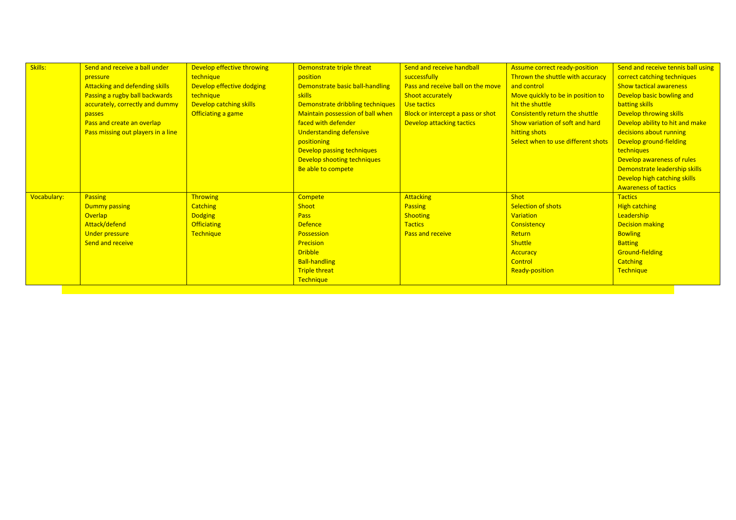| | | | | | | |
|---|---|---|---|---|---|---|
| Skills: | Send and receive a ball under pressure<br>Attacking and defending skills<br>Passing a rugby ball backwards accurately, correctly and dummy passes<br>Pass and create an overlap<br>Pass missing out players in a line | Develop effective throwing technique<br>Develop effective dodging technique<br>Develop catching skills<br>Officiating a game | Demonstrate triple threat position<br>Demonstrate basic ball-handling skills<br>Demonstrate dribbling techniques<br>Maintain possession of ball when faced with defender<br>Understanding defensive positioning<br>Develop passing techniques<br>Develop shooting techniques<br>Be able to compete | Send and receive handball successfully<br>Pass and receive ball on the move<br>Shoot accurately<br>Use tactics<br>Block or intercept a pass or shot<br>Develop attacking tactics | Assume correct ready-position<br>Thrown the shuttle with accuracy and control<br>Move quickly to be in position to hit the shuttle<br>Consistently return the shuttle<br>Show variation of soft and hard hitting shots<br>Select when to use different shots | Send and receive tennis ball using correct catching techniques<br>Show tactical awareness<br>Develop basic bowling and batting skills<br>Develop throwing skills<br>Develop ability to hit and make decisions about running<br>Develop ground-fielding techniques<br>Develop awareness of rules<br>Demonstrate leadership skills<br>Develop high catching skills<br>Awareness of tactics |
| Vocabulary: | Passing<br>Dummy passing<br>Overlap<br>Attack/defend<br>Under pressure<br>Send and receive | Throwing<br>Catching<br>Dodging<br>Officiating<br>Technique | Compete<br>Shoot<br>Pass<br>Defence<br>Possession<br>Precision<br>Dribble<br>Ball-handling<br>Triple threat<br>Technique | Attacking<br>Passing<br>Shooting<br>Tactics<br>Pass and receive | Shot<br>Selection of shots<br>Variation<br>Consistency<br>Return<br>Shuttle<br>Accuracy<br>Control<br>Ready-position | Tactics<br>High catching<br>Leadership<br>Decision making<br>Bowling<br>Batting<br>Ground-fielding<br>Catching<br>Technique |